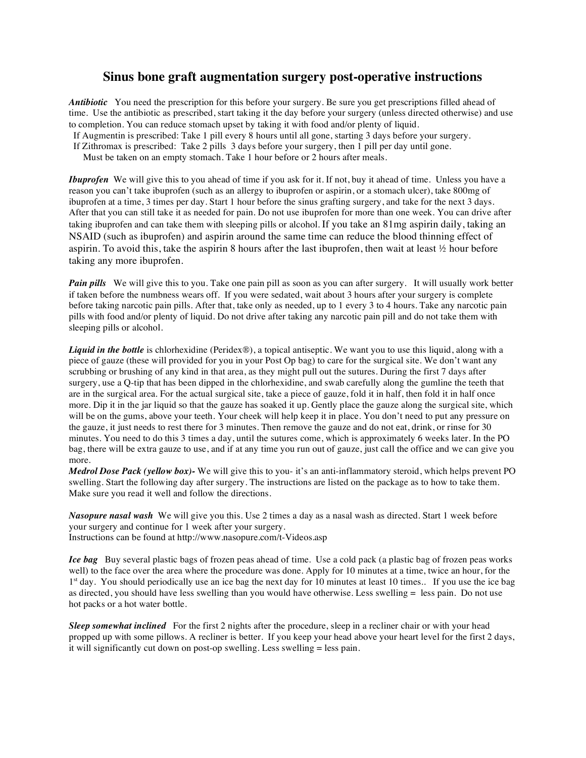# Sinus bone graft augmentation surgery post-operative instructions

***Antibiotic*** You need the prescription for this before your surgery. Be sure you get prescriptions filled ahead of time. Use the antibiotic as prescribed, start taking it the day before your surgery (unless directed otherwise) and use to completion. You can reduce stomach upset by taking it with food and/or plenty of liquid.
If Augmentin is prescribed: Take 1 pill every 8 hours until all gone, starting 3 days before your surgery.
If Zithromax is prescribed: Take 2 pills 3 days before your surgery, then 1 pill per day until gone.
Must be taken on an empty stomach. Take 1 hour before or 2 hours after meals.

***Ibuprofen*** We will give this to you ahead of time if you ask for it. If not, buy it ahead of time. Unless you have a reason you can't take ibuprofen (such as an allergy to ibuprofen or aspirin, or a stomach ulcer), take 800mg of ibuprofen at a time, 3 times per day. Start 1 hour before the sinus grafting surgery, and take for the next 3 days. After that you can still take it as needed for pain. Do not use ibuprofen for more than one week. You can drive after taking ibuprofen and can take them with sleeping pills or alcohol. If you take an 81mg aspirin daily, taking an NSAID (such as ibuprofen) and aspirin around the same time can reduce the blood thinning effect of aspirin. To avoid this, take the aspirin 8 hours after the last ibuprofen, then wait at least ½ hour before taking any more ibuprofen.

***Pain pills*** We will give this to you. Take one pain pill as soon as you can after surgery. It will usually work better if taken before the numbness wears off. If you were sedated, wait about 3 hours after your surgery is complete before taking narcotic pain pills. After that, take only as needed, up to 1 every 3 to 4 hours. Take any narcotic pain pills with food and/or plenty of liquid. Do not drive after taking any narcotic pain pill and do not take them with sleeping pills or alcohol.

***Liquid in the bottle*** is chlorhexidine (Peridex®), a topical antiseptic. We want you to use this liquid, along with a piece of gauze (these will provided for you in your Post Op bag) to care for the surgical site. We don't want any scrubbing or brushing of any kind in that area, as they might pull out the sutures. During the first 7 days after surgery, use a Q-tip that has been dipped in the chlorhexidine, and swab carefully along the gumline the teeth that are in the surgical area. For the actual surgical site, take a piece of gauze, fold it in half, then fold it in half once more. Dip it in the jar liquid so that the gauze has soaked it up. Gently place the gauze along the surgical site, which will be on the gums, above your teeth. Your cheek will help keep it in place. You don't need to put any pressure on the gauze, it just needs to rest there for 3 minutes. Then remove the gauze and do not eat, drink, or rinse for 30 minutes. You need to do this 3 times a day, until the sutures come, which is approximately 6 weeks later. In the PO bag, there will be extra gauze to use, and if at any time you run out of gauze, just call the office and we can give you more.

***Medrol Dose Pack (yellow box)-*** We will give this to you- it's an anti-inflammatory steroid, which helps prevent PO swelling. Start the following day after surgery. The instructions are listed on the package as to how to take them. Make sure you read it well and follow the directions.

***Nasopure nasal wash*** We will give you this. Use 2 times a day as a nasal wash as directed. Start 1 week before your surgery and continue for 1 week after your surgery.
Instructions can be found at http://www.nasopure.com/t-Videos.asp

***Ice bag*** Buy several plastic bags of frozen peas ahead of time. Use a cold pack (a plastic bag of frozen peas works well) to the face over the area where the procedure was done. Apply for 10 minutes at a time, twice an hour, for the 1st day. You should periodically use an ice bag the next day for 10 minutes at least 10 times.. If you use the ice bag as directed, you should have less swelling than you would have otherwise. Less swelling = less pain. Do not use hot packs or a hot water bottle.

***Sleep somewhat inclined*** For the first 2 nights after the procedure, sleep in a recliner chair or with your head propped up with some pillows. A recliner is better. If you keep your head above your heart level for the first 2 days, it will significantly cut down on post-op swelling. Less swelling = less pain.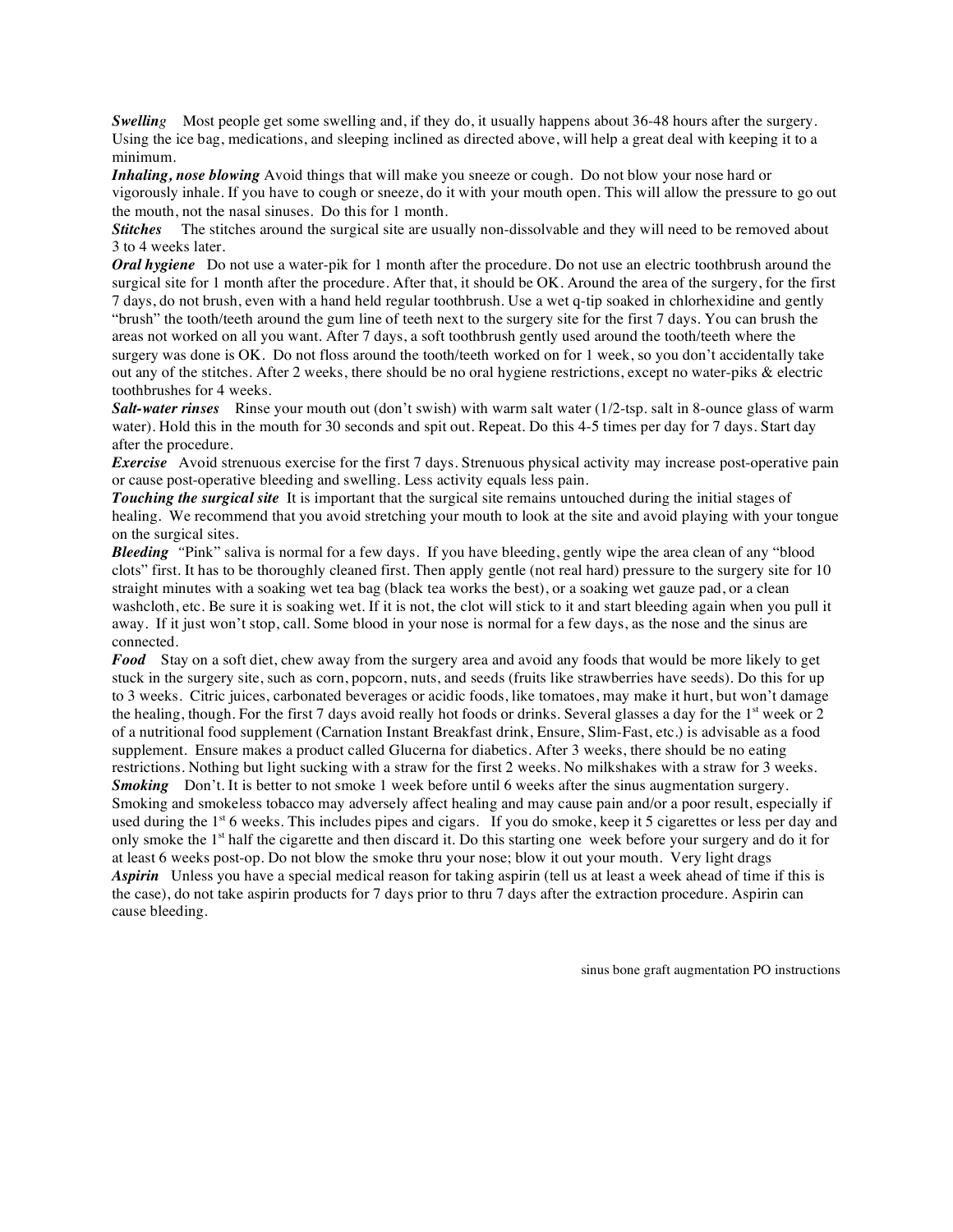***Swelling*** Most people get some swelling and, if they do, it usually happens about 36-48 hours after the surgery. Using the ice bag, medications, and sleeping inclined as directed above, will help a great deal with keeping it to a minimum.

***Inhaling, nose blowing*** Avoid things that will make you sneeze or cough. Do not blow your nose hard or vigorously inhale. If you have to cough or sneeze, do it with your mouth open. This will allow the pressure to go out the mouth, not the nasal sinuses. Do this for 1 month.

***Stitches*** The stitches around the surgical site are usually non-dissolvable and they will need to be removed about 3 to 4 weeks later.

***Oral hygiene*** Do not use a water-pik for 1 month after the procedure. Do not use an electric toothbrush around the surgical site for 1 month after the procedure. After that, it should be OK. Around the area of the surgery, for the first 7 days, do not brush, even with a hand held regular toothbrush. Use a wet q-tip soaked in chlorhexidine and gently "brush" the tooth/teeth around the gum line of teeth next to the surgery site for the first 7 days. You can brush the areas not worked on all you want. After 7 days, a soft toothbrush gently used around the tooth/teeth where the surgery was done is OK. Do not floss around the tooth/teeth worked on for 1 week, so you don't accidentally take out any of the stitches. After 2 weeks, there should be no oral hygiene restrictions, except no water-piks & electric toothbrushes for 4 weeks.

***Salt-water rinses*** Rinse your mouth out (don't swish) with warm salt water (1/2-tsp. salt in 8-ounce glass of warm water). Hold this in the mouth for 30 seconds and spit out. Repeat. Do this 4-5 times per day for 7 days. Start day after the procedure.

***Exercise*** Avoid strenuous exercise for the first 7 days. Strenuous physical activity may increase post-operative pain or cause post-operative bleeding and swelling. Less activity equals less pain.

***Touching the surgical site*** It is important that the surgical site remains untouched during the initial stages of healing. We recommend that you avoid stretching your mouth to look at the site and avoid playing with your tongue on the surgical sites.

***Bleeding*** "Pink" saliva is normal for a few days. If you have bleeding, gently wipe the area clean of any "blood clots" first. It has to be thoroughly cleaned first. Then apply gentle (not real hard) pressure to the surgery site for 10 straight minutes with a soaking wet tea bag (black tea works the best), or a soaking wet gauze pad, or a clean washcloth, etc. Be sure it is soaking wet. If it is not, the clot will stick to it and start bleeding again when you pull it away. If it just won't stop, call. Some blood in your nose is normal for a few days, as the nose and the sinus are connected.

***Food*** Stay on a soft diet, chew away from the surgery area and avoid any foods that would be more likely to get stuck in the surgery site, such as corn, popcorn, nuts, and seeds (fruits like strawberries have seeds). Do this for up to 3 weeks. Citric juices, carbonated beverages or acidic foods, like tomatoes, may make it hurt, but won't damage the healing, though. For the first 7 days avoid really hot foods or drinks. Several glasses a day for the 1st week or 2 of a nutritional food supplement (Carnation Instant Breakfast drink, Ensure, Slim-Fast, etc.) is advisable as a food supplement. Ensure makes a product called Glucerna for diabetics. After 3 weeks, there should be no eating restrictions. Nothing but light sucking with a straw for the first 2 weeks. No milkshakes with a straw for 3 weeks.

***Smoking*** Don't. It is better to not smoke 1 week before until 6 weeks after the sinus augmentation surgery. Smoking and smokeless tobacco may adversely affect healing and may cause pain and/or a poor result, especially if used during the 1st 6 weeks. This includes pipes and cigars. If you do smoke, keep it 5 cigarettes or less per day and only smoke the 1st half the cigarette and then discard it. Do this starting one week before your surgery and do it for at least 6 weeks post-op. Do not blow the smoke thru your nose; blow it out your mouth. Very light drags

***Aspirin*** Unless you have a special medical reason for taking aspirin (tell us at least a week ahead of time if this is the case), do not take aspirin products for 7 days prior to thru 7 days after the extraction procedure. Aspirin can cause bleeding.

sinus bone graft augmentation PO instructions